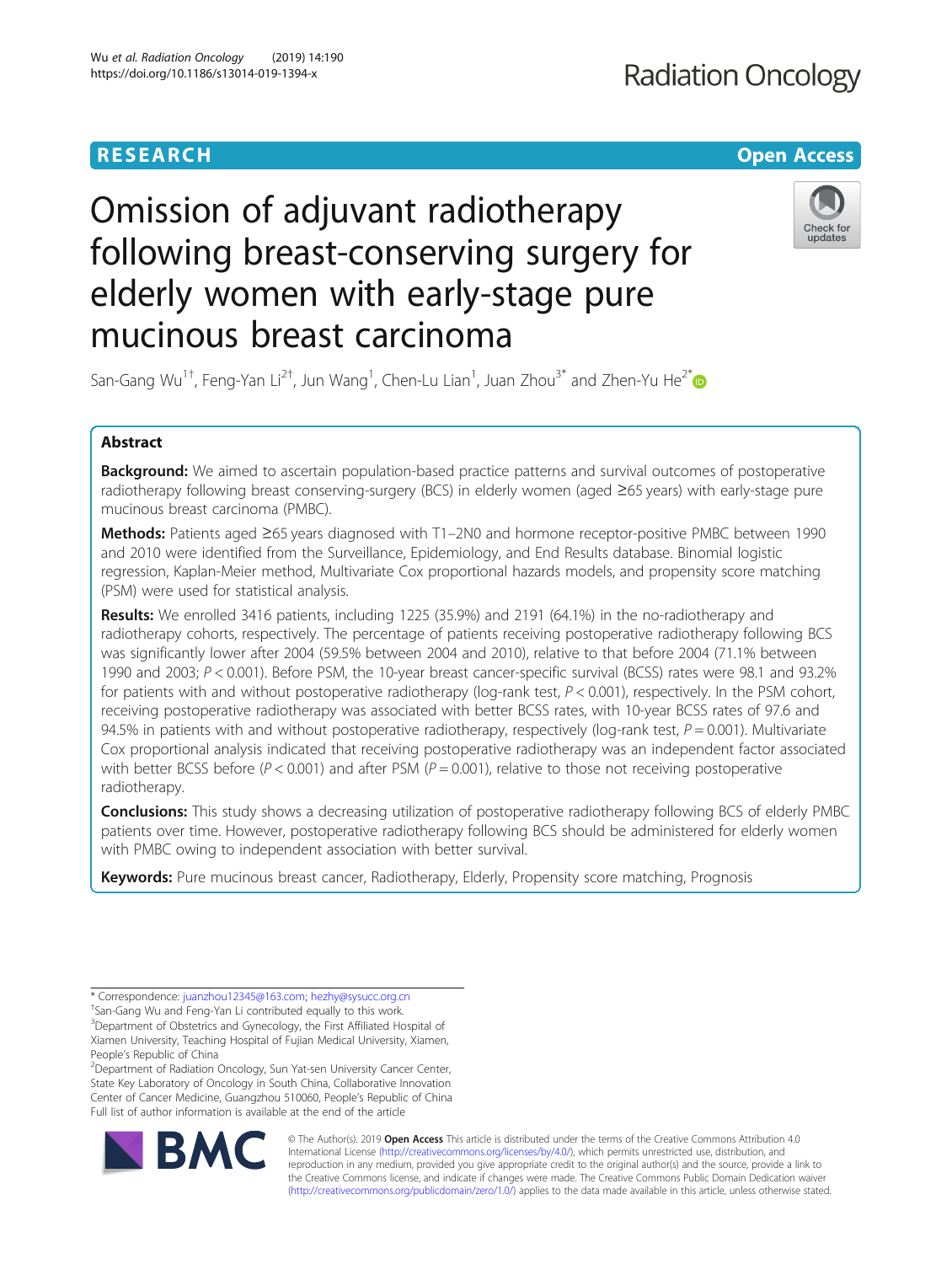RESEARCH | Open Access

# Omission of adjuvant radiotherapy following breast-conserving surgery for elderly women with early-stage pure mucinous breast carcinoma

San-Gang Wu[1†], Feng-Yan Li[2†], Jun Wang[1], Chen-Lu Lian[1], Juan Zhou[3*] and Zhen-Yu He[2*]

## Abstract

**Background:** We aimed to ascertain population-based practice patterns and survival outcomes of postoperative radiotherapy following breast conserving-surgery (BCS) in elderly women (aged ≥65 years) with early-stage pure mucinous breast carcinoma (PMBC).

**Methods:** Patients aged ≥65 years diagnosed with T1–2N0 and hormone receptor-positive PMBC between 1990 and 2010 were identified from the Surveillance, Epidemiology, and End Results database. Binomial logistic regression, Kaplan-Meier method, Multivariate Cox proportional hazards models, and propensity score matching (PSM) were used for statistical analysis.

**Results:** We enrolled 3416 patients, including 1225 (35.9%) and 2191 (64.1%) in the no-radiotherapy and radiotherapy cohorts, respectively. The percentage of patients receiving postoperative radiotherapy following BCS was significantly lower after 2004 (59.5% between 2004 and 2010), relative to that before 2004 (71.1% between 1990 and 2003; $P < 0.001$). Before PSM, the 10-year breast cancer-specific survival (BCSS) rates were 98.1 and 93.2% for patients with and without postoperative radiotherapy (log-rank test, $P < 0.001$), respectively. In the PSM cohort, receiving postoperative radiotherapy was associated with better BCSS rates, with 10-year BCSS rates of 97.6 and 94.5% in patients with and without postoperative radiotherapy, respectively (log-rank test, $P = 0.001$). Multivariate Cox proportional analysis indicated that receiving postoperative radiotherapy was an independent factor associated with better BCSS before ($P < 0.001$) and after PSM ($P = 0.001$), relative to those not receiving postoperative radiotherapy.

**Conclusions:** This study shows a decreasing utilization of postoperative radiotherapy following BCS of elderly PMBC patients over time. However, postoperative radiotherapy following BCS should be administered for elderly women with PMBC owing to independent association with better survival.

**Keywords:** Pure mucinous breast cancer, Radiotherapy, Elderly, Propensity score matching, Prognosis

---

\* Correspondence: juanzhou12345@163.com; hezhy@sysucc.org.cn
†San-Gang Wu and Feng-Yan Li contributed equally to this work.
[3]Department of Obstetrics and Gynecology, the First Affiliated Hospital of Xiamen University, Teaching Hospital of Fujian Medical University, Xiamen, People's Republic of China
[2]Department of Radiation Oncology, Sun Yat-sen University Cancer Center, State Key Laboratory of Oncology in South China, Collaborative Innovation Center of Cancer Medicine, Guangzhou 510060, People's Republic of China
Full list of author information is available at the end of the article

© The Author(s). 2019 **Open Access** This article is distributed under the terms of the Creative Commons Attribution 4.0 International License (http://creativecommons.org/licenses/by/4.0/), which permits unrestricted use, distribution, and reproduction in any medium, provided you give appropriate credit to the original author(s) and the source, provide a link to the Creative Commons license, and indicate if changes were made. The Creative Commons Public Domain Dedication waiver (http://creativecommons.org/publicdomain/zero/1.0/) applies to the data made available in this article, unless otherwise stated.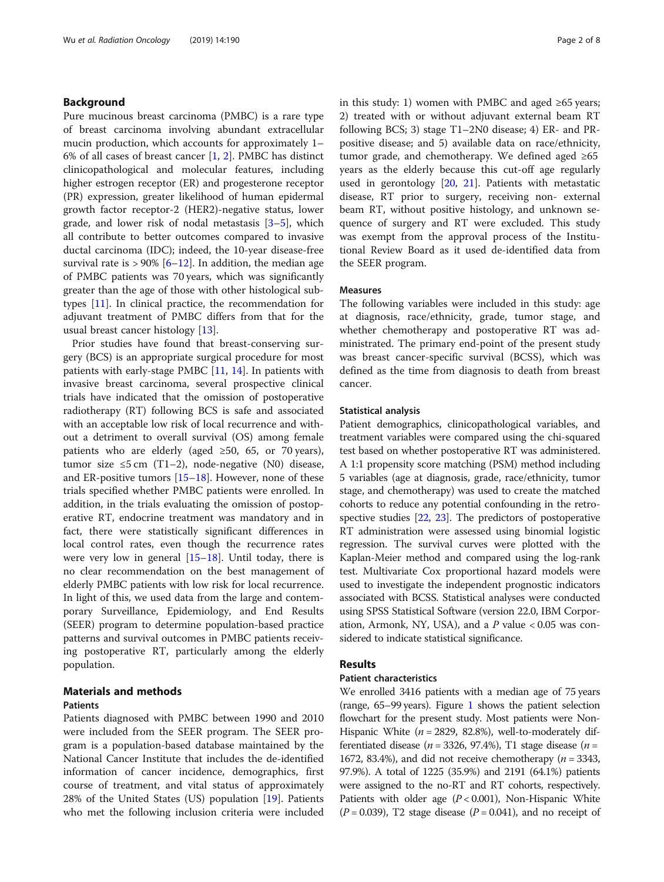## Background

Pure mucinous breast carcinoma (PMBC) is a rare type of breast carcinoma involving abundant extracellular mucin production, which accounts for approximately 1–6% of all cases of breast cancer [1, 2]. PMBC has distinct clinicopathological and molecular features, including higher estrogen receptor (ER) and progesterone receptor (PR) expression, greater likelihood of human epidermal growth factor receptor-2 (HER2)-negative status, lower grade, and lower risk of nodal metastasis [3–5], which all contribute to better outcomes compared to invasive ductal carcinoma (IDC); indeed, the 10-year disease-free survival rate is > 90% [6–12]. In addition, the median age of PMBC patients was 70 years, which was significantly greater than the age of those with other histological subtypes [11]. In clinical practice, the recommendation for adjuvant treatment of PMBC differs from that for the usual breast cancer histology [13].

Prior studies have found that breast-conserving surgery (BCS) is an appropriate surgical procedure for most patients with early-stage PMBC [11, 14]. In patients with invasive breast carcinoma, several prospective clinical trials have indicated that the omission of postoperative radiotherapy (RT) following BCS is safe and associated with an acceptable low risk of local recurrence and without a detriment to overall survival (OS) among female patients who are elderly (aged ≥50, 65, or 70 years), tumor size ≤5 cm (T1–2), node-negative (N0) disease, and ER-positive tumors [15–18]. However, none of these trials specified whether PMBC patients were enrolled. In addition, in the trials evaluating the omission of postoperative RT, endocrine treatment was mandatory and in fact, there were statistically significant differences in local control rates, even though the recurrence rates were very low in general [15–18]. Until today, there is no clear recommendation on the best management of elderly PMBC patients with low risk for local recurrence. In light of this, we used data from the large and contemporary Surveillance, Epidemiology, and End Results (SEER) program to determine population-based practice patterns and survival outcomes in PMBC patients receiving postoperative RT, particularly among the elderly population.

## Materials and methods

### Patients

Patients diagnosed with PMBC between 1990 and 2010 were included from the SEER program. The SEER program is a population-based database maintained by the National Cancer Institute that includes the de-identified information of cancer incidence, demographics, first course of treatment, and vital status of approximately 28% of the United States (US) population [19]. Patients who met the following inclusion criteria were included in this study: 1) women with PMBC and aged ≥65 years; 2) treated with or without adjuvant external beam RT following BCS; 3) stage T1–2N0 disease; 4) ER- and PR-positive disease; and 5) available data on race/ethnicity, tumor grade, and chemotherapy. We defined aged ≥65 years as the elderly because this cut-off age regularly used in gerontology [20, 21]. Patients with metastatic disease, RT prior to surgery, receiving non- external beam RT, without positive histology, and unknown sequence of surgery and RT were excluded. This study was exempt from the approval process of the Institutional Review Board as it used de-identified data from the SEER program.

### Measures

The following variables were included in this study: age at diagnosis, race/ethnicity, grade, tumor stage, and whether chemotherapy and postoperative RT was administrated. The primary end-point of the present study was breast cancer-specific survival (BCSS), which was defined as the time from diagnosis to death from breast cancer.

### Statistical analysis

Patient demographics, clinicopathological variables, and treatment variables were compared using the chi-squared test based on whether postoperative RT was administered. A 1:1 propensity score matching (PSM) method including 5 variables (age at diagnosis, grade, race/ethnicity, tumor stage, and chemotherapy) was used to create the matched cohorts to reduce any potential confounding in the retrospective studies [22, 23]. The predictors of postoperative RT administration were assessed using binomial logistic regression. The survival curves were plotted with the Kaplan-Meier method and compared using the log-rank test. Multivariate Cox proportional hazard models were used to investigate the independent prognostic indicators associated with BCSS. Statistical analyses were conducted using SPSS Statistical Software (version 22.0, IBM Corporation, Armonk, NY, USA), and a $P$ value < 0.05 was considered to indicate statistical significance.

## Results

### Patient characteristics

We enrolled 3416 patients with a median age of 75 years (range, 65–99 years). Figure 1 shows the patient selection flowchart for the present study. Most patients were Non-Hispanic White ($n$ = 2829, 82.8%), well-to-moderately differentiated disease ($n$ = 3326, 97.4%), T1 stage disease ($n$ = 1672, 83.4%), and did not receive chemotherapy ($n$ = 3343, 97.9%). A total of 1225 (35.9%) and 2191 (64.1%) patients were assigned to the no-RT and RT cohorts, respectively. Patients with older age ($P$ < 0.001), Non-Hispanic White ($P$ = 0.039), T2 stage disease ($P$ = 0.041), and no receipt of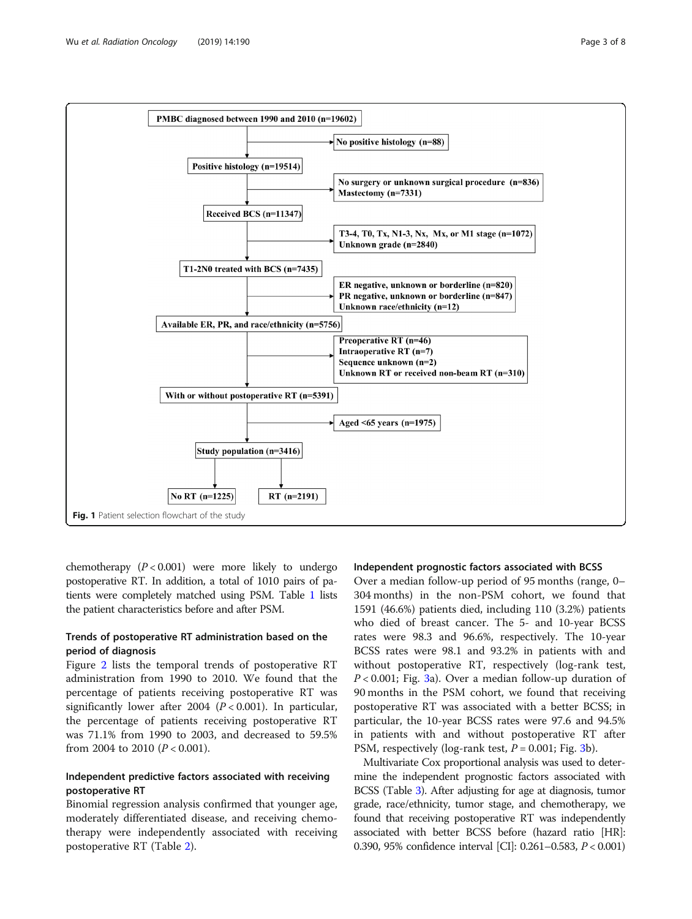PMBC diagnosed between 1990 and 2010 (n=19602)

- No positive histology (n=88)

Positive histology (n=19514)

- No surgery or unknown surgical procedure (n=836)
- Mastectomy (n=7331)

Received BCS (n=11347)

- T3-4, T0, Tx, N1-3, Nx, Mx, or M1 stage (n=1072)
- Unknown grade (n=2840)

T1-2N0 treated with BCS (n=7435)

- ER negative, unknown or borderline (n=820)
- PR negative, unknown or borderline (n=847)
- Unknown race/ethnicity (n=12)

Available ER, PR, and race/ethnicity (n=5756)

- Preoperative RT (n=46)
- Intraoperative RT (n=7)
- Sequence unknown (n=2)
- Unknown RT or received non-beam RT (n=310)

With or without postoperative RT (n=5391)

- Aged <65 years (n=1975)

Study population (n=3416)

No RT (n=1225) | RT (n=2191)

**Fig. 1** Patient selection flowchart of the study

chemotherapy ($P < 0.001$) were more likely to undergo postoperative RT. In addition, a total of 1010 pairs of patients were completely matched using PSM. Table 1 lists the patient characteristics before and after PSM.

### Trends of postoperative RT administration based on the period of diagnosis

Figure 2 lists the temporal trends of postoperative RT administration from 1990 to 2010. We found that the percentage of patients receiving postoperative RT was significantly lower after 2004 ($P < 0.001$). In particular, the percentage of patients receiving postoperative RT was 71.1% from 1990 to 2003, and decreased to 59.5% from 2004 to 2010 ($P < 0.001$).

### Independent predictive factors associated with receiving postoperative RT

Binomial regression analysis confirmed that younger age, moderately differentiated disease, and receiving chemotherapy were independently associated with receiving postoperative RT (Table 2).

### Independent prognostic factors associated with BCSS

Over a median follow-up period of 95 months (range, 0–304 months) in the non-PSM cohort, we found that 1591 (46.6%) patients died, including 110 (3.2%) patients who died of breast cancer. The 5- and 10-year BCSS rates were 98.3 and 96.6%, respectively. The 10-year BCSS rates were 98.1 and 93.2% in patients with and without postoperative RT, respectively (log-rank test, $P < 0.001$; Fig. 3a). Over a median follow-up duration of 90 months in the PSM cohort, we found that receiving postoperative RT was associated with a better BCSS; in particular, the 10-year BCSS rates were 97.6 and 94.5% in patients with and without postoperative RT after PSM, respectively (log-rank test, $P = 0.001$; Fig. 3b).

Multivariate Cox proportional analysis was used to determine the independent prognostic factors associated with BCSS (Table 3). After adjusting for age at diagnosis, tumor grade, race/ethnicity, tumor stage, and chemotherapy, we found that receiving postoperative RT was independently associated with better BCSS before (hazard ratio [HR]: 0.390, 95% confidence interval [CI]: 0.261–0.583, $P < 0.001$)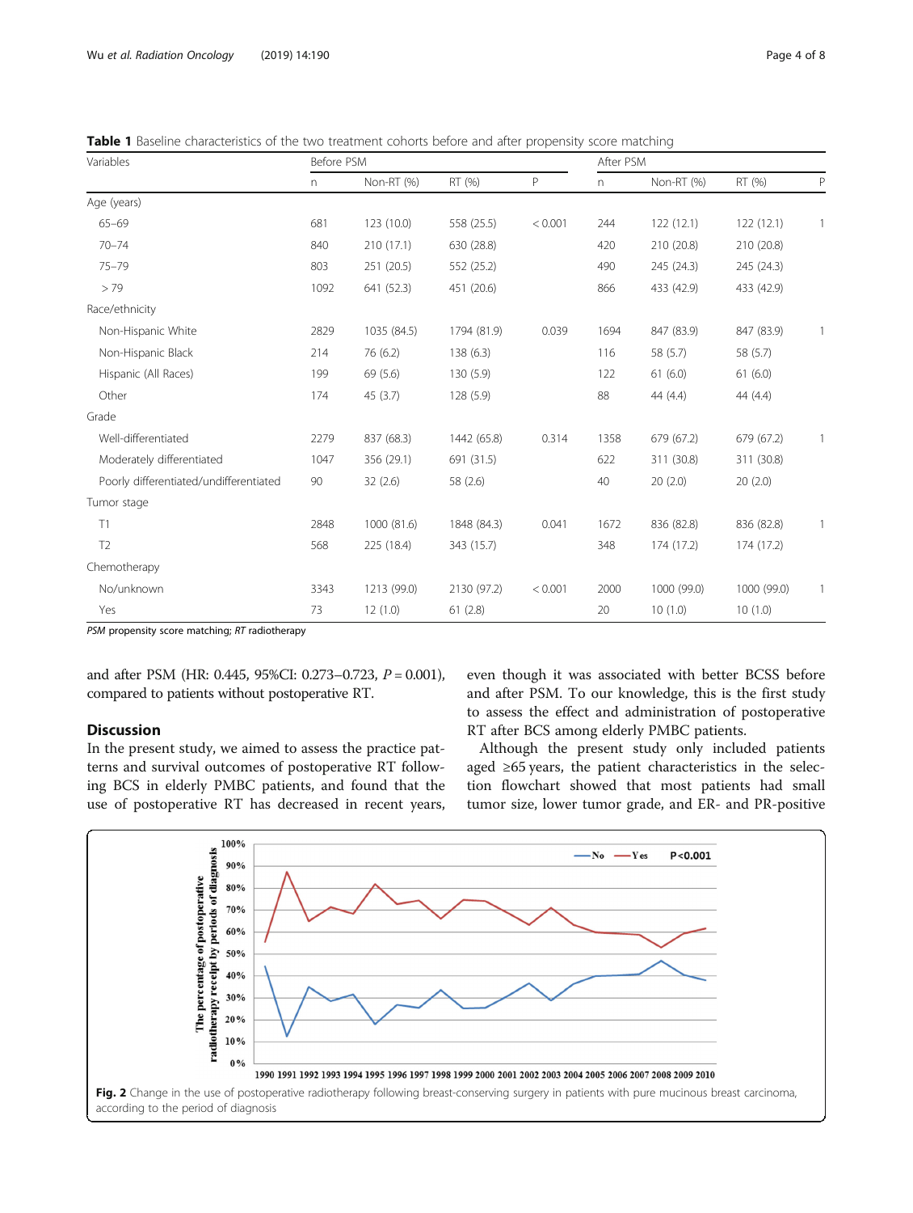**Table 1** Baseline characteristics of the two treatment cohorts before and after propensity score matching

| Variables | Before PSM | | | | After PSM | | | |
|---|---|---|---|---|---|---|---|---|
| | n | Non-RT (%) | RT (%) | P | n | Non-RT (%) | RT (%) | P |
| Age (years) | | | | | | | | |
| 65–69 | 681 | 123 (10.0) | 558 (25.5) | < 0.001 | 244 | 122 (12.1) | 122 (12.1) | 1 |
| 70–74 | 840 | 210 (17.1) | 630 (28.8) | | 420 | 210 (20.8) | 210 (20.8) | |
| 75–79 | 803 | 251 (20.5) | 552 (25.2) | | 490 | 245 (24.3) | 245 (24.3) | |
| > 79 | 1092 | 641 (52.3) | 451 (20.6) | | 866 | 433 (42.9) | 433 (42.9) | |
| Race/ethnicity | | | | | | | | |
| Non-Hispanic White | 2829 | 1035 (84.5) | 1794 (81.9) | 0.039 | 1694 | 847 (83.9) | 847 (83.9) | 1 |
| Non-Hispanic Black | 214 | 76 (6.2) | 138 (6.3) | | 116 | 58 (5.7) | 58 (5.7) | |
| Hispanic (All Races) | 199 | 69 (5.6) | 130 (5.9) | | 122 | 61 (6.0) | 61 (6.0) | |
| Other | 174 | 45 (3.7) | 128 (5.9) | | 88 | 44 (4.4) | 44 (4.4) | |
| Grade | | | | | | | | |
| Well-differentiated | 2279 | 837 (68.3) | 1442 (65.8) | 0.314 | 1358 | 679 (67.2) | 679 (67.2) | 1 |
| Moderately differentiated | 1047 | 356 (29.1) | 691 (31.5) | | 622 | 311 (30.8) | 311 (30.8) | |
| Poorly differentiated/undifferentiated | 90 | 32 (2.6) | 58 (2.6) | | 40 | 20 (2.0) | 20 (2.0) | |
| Tumor stage | | | | | | | | |
| T1 | 2848 | 1000 (81.6) | 1848 (84.3) | 0.041 | 1672 | 836 (82.8) | 836 (82.8) | 1 |
| T2 | 568 | 225 (18.4) | 343 (15.7) | | 348 | 174 (17.2) | 174 (17.2) | |
| Chemotherapy | | | | | | | | |
| No/unknown | 3343 | 1213 (99.0) | 2130 (97.2) | < 0.001 | 2000 | 1000 (99.0) | 1000 (99.0) | 1 |
| Yes | 73 | 12 (1.0) | 61 (2.8) | | 20 | 10 (1.0) | 10 (1.0) | |

*PSM* propensity score matching; *RT* radiotherapy

and after PSM (HR: 0.445, 95%CI: 0.273–0.723, $P = 0.001$), compared to patients without postoperative RT.

## Discussion

In the present study, we aimed to assess the practice patterns and survival outcomes of postoperative RT following BCS in elderly PMBC patients, and found that the use of postoperative RT has decreased in recent years, even though it was associated with better BCSS before and after PSM. To our knowledge, this is the first study to assess the effect and administration of postoperative RT after BCS among elderly PMBC patients.

Although the present study only included patients aged ≥65 years, the patient characteristics in the selection flowchart showed that most patients had small tumor size, lower tumor grade, and ER- and PR-positive

**Fig. 2** Change in the use of postoperative radiotherapy following breast-conserving surgery in patients with pure mucinous breast carcinoma, according to the period of diagnosis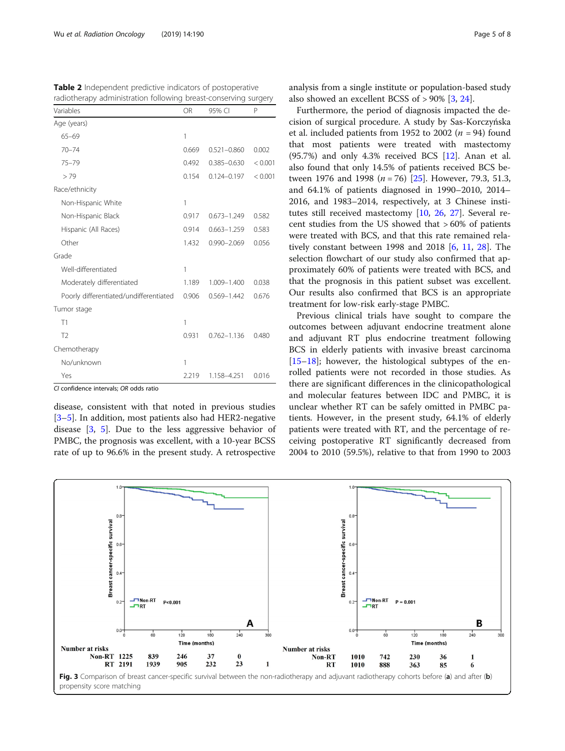**Table 2** Independent predictive indicators of postoperative radiotherapy administration following breast-conserving surgery

| Variables | OR | 95% CI | P |
|---|---|---|---|
| Age (years) | | | |
| 65–69 | 1 | | |
| 70–74 | 0.669 | 0.521–0.860 | 0.002 |
| 75–79 | 0.492 | 0.385–0.630 | < 0.001 |
| > 79 | 0.154 | 0.124–0.197 | < 0.001 |
| Race/ethnicity | | | |
| Non-Hispanic White | 1 | | |
| Non-Hispanic Black | 0.917 | 0.673–1.249 | 0.582 |
| Hispanic (All Races) | 0.914 | 0.663–1.259 | 0.583 |
| Other | 1.432 | 0.990–2.069 | 0.056 |
| Grade | | | |
| Well-differentiated | 1 | | |
| Moderately differentiated | 1.189 | 1.009–1.400 | 0.038 |
| Poorly differentiated/undifferentiated | 0.906 | 0.569–1.442 | 0.676 |
| Tumor stage | | | |
| T1 | 1 | | |
| T2 | 0.931 | 0.762–1.136 | 0.480 |
| Chemotherapy | | | |
| No/unknown | 1 | | |
| Yes | 2.219 | 1.158–4.251 | 0.016 |

*CI* confidence intervals; *OR* odds ratio

disease, consistent with that noted in previous studies [3–5]. In addition, most patients also had HER2-negative disease [3, 5]. Due to the less aggressive behavior of PMBC, the prognosis was excellent, with a 10-year BCSS rate of up to 96.6% in the present study. A retrospective analysis from a single institute or population-based study also showed an excellent BCSS of > 90% [3, 24].

Furthermore, the period of diagnosis impacted the decision of surgical procedure. A study by Sas-Korczyńska et al. included patients from 1952 to 2002 ($n$ = 94) found that most patients were treated with mastectomy (95.7%) and only 4.3% received BCS [12]. Anan et al. also found that only 14.5% of patients received BCS between 1976 and 1998 ($n$ = 76) [25]. However, 79.3, 51.3, and 64.1% of patients diagnosed in 1990–2010, 2014–2016, and 1983–2014, respectively, at 3 Chinese institutes still received mastectomy [10, 26, 27]. Several recent studies from the US showed that > 60% of patients were treated with BCS, and that this rate remained relatively constant between 1998 and 2018 [6, 11, 28]. The selection flowchart of our study also confirmed that approximately 60% of patients were treated with BCS, and that the prognosis in this patient subset was excellent. Our results also confirmed that BCS is an appropriate treatment for low-risk early-stage PMBC.

Previous clinical trials have sought to compare the outcomes between adjuvant endocrine treatment alone and adjuvant RT plus endocrine treatment following BCS in elderly patients with invasive breast carcinoma [15–18]; however, the histological subtypes of the enrolled patients were not recorded in those studies. As there are significant differences in the clinicopathological and molecular features between IDC and PMBC, it is unclear whether RT can be safely omitted in PMBC patients. However, in the present study, 64.1% of elderly patients were treated with RT, and the percentage of receiving postoperative RT significantly decreased from 2004 to 2010 (59.5%), relative to that from 1990 to 2003

**Fig. 3** Comparison of breast cancer-specific survival between the non-radiotherapy and adjuvant radiotherapy cohorts before (**a**) and after (**b**) propensity score matching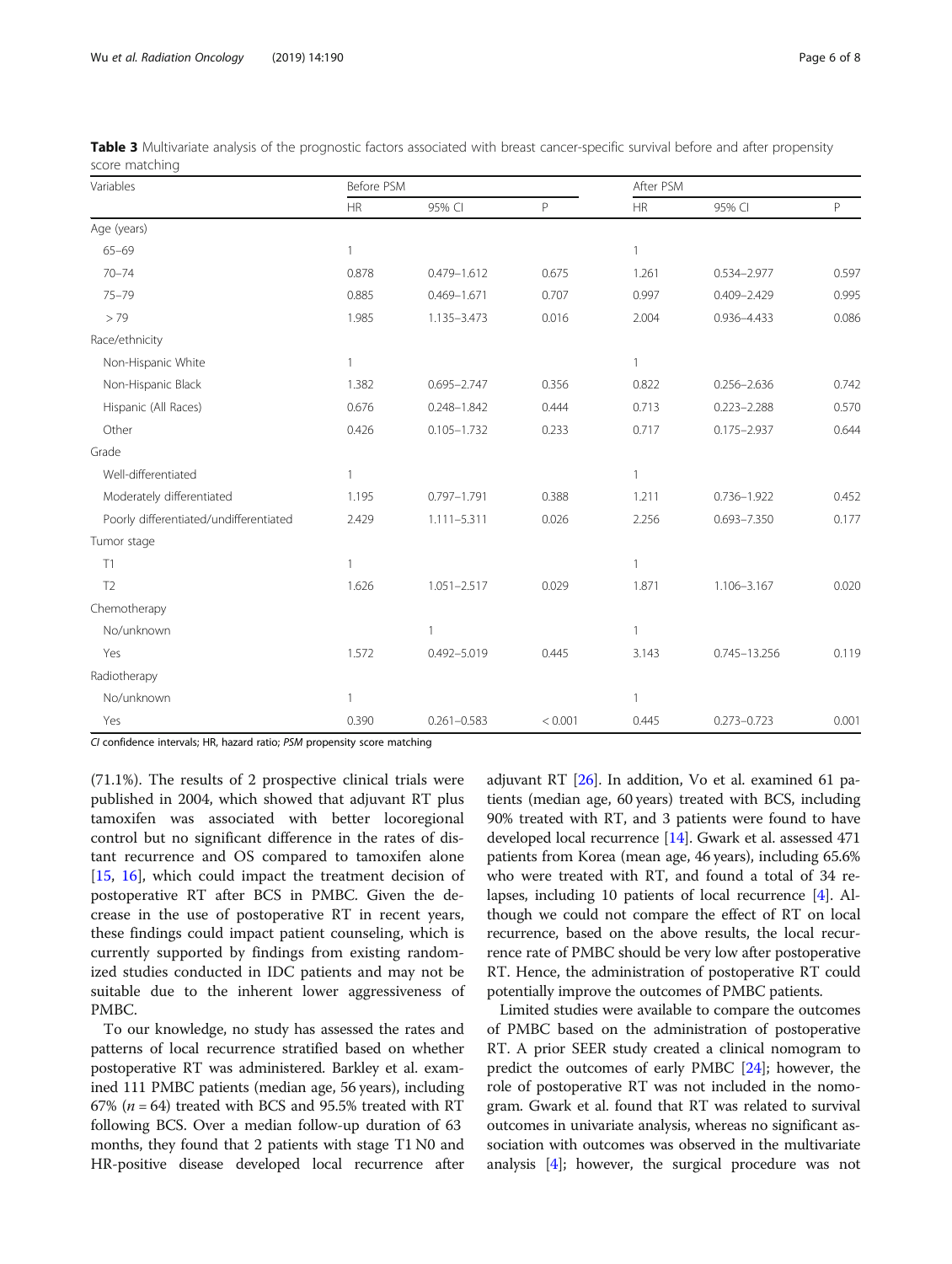**Table 3** Multivariate analysis of the prognostic factors associated with breast cancer-specific survival before and after propensity score matching

| Variables | Before PSM | | | After PSM | | |
|---|---|---|---|---|---|---|
| | HR | 95% CI | P | HR | 95% CI | P |
| Age (years) | | | | | | |
| 65–69 | 1 | | | 1 | | |
| 70–74 | 0.878 | 0.479–1.612 | 0.675 | 1.261 | 0.534–2.977 | 0.597 |
| 75–79 | 0.885 | 0.469–1.671 | 0.707 | 0.997 | 0.409–2.429 | 0.995 |
| > 79 | 1.985 | 1.135–3.473 | 0.016 | 2.004 | 0.936–4.433 | 0.086 |
| Race/ethnicity | | | | | | |
| Non-Hispanic White | 1 | | | 1 | | |
| Non-Hispanic Black | 1.382 | 0.695–2.747 | 0.356 | 0.822 | 0.256–2.636 | 0.742 |
| Hispanic (All Races) | 0.676 | 0.248–1.842 | 0.444 | 0.713 | 0.223–2.288 | 0.570 |
| Other | 0.426 | 0.105–1.732 | 0.233 | 0.717 | 0.175–2.937 | 0.644 |
| Grade | | | | | | |
| Well-differentiated | 1 | | | 1 | | |
| Moderately differentiated | 1.195 | 0.797–1.791 | 0.388 | 1.211 | 0.736–1.922 | 0.452 |
| Poorly differentiated/undifferentiated | 2.429 | 1.111–5.311 | 0.026 | 2.256 | 0.693–7.350 | 0.177 |
| Tumor stage | | | | | | |
| T1 | 1 | | | 1 | | |
| T2 | 1.626 | 1.051–2.517 | 0.029 | 1.871 | 1.106–3.167 | 0.020 |
| Chemotherapy | | | | | | |
| No/unknown | | 1 | | 1 | | |
| Yes | 1.572 | 0.492–5.019 | 0.445 | 3.143 | 0.745–13.256 | 0.119 |
| Radiotherapy | | | | | | |
| No/unknown | 1 | | | 1 | | |
| Yes | 0.390 | 0.261–0.583 | < 0.001 | 0.445 | 0.273–0.723 | 0.001 |

*CI* confidence intervals; HR, hazard ratio; *PSM* propensity score matching

(71.1%). The results of 2 prospective clinical trials were published in 2004, which showed that adjuvant RT plus tamoxifen was associated with better locoregional control but no significant difference in the rates of distant recurrence and OS compared to tamoxifen alone [15, 16], which could impact the treatment decision of postoperative RT after BCS in PMBC. Given the decrease in the use of postoperative RT in recent years, these findings could impact patient counseling, which is currently supported by findings from existing randomized studies conducted in IDC patients and may not be suitable due to the inherent lower aggressiveness of PMBC.

To our knowledge, no study has assessed the rates and patterns of local recurrence stratified based on whether postoperative RT was administered. Barkley et al. examined 111 PMBC patients (median age, 56 years), including 67% ($n = 64$) treated with BCS and 95.5% treated with RT following BCS. Over a median follow-up duration of 63 months, they found that 2 patients with stage T1 N0 and HR-positive disease developed local recurrence after adjuvant RT [26]. In addition, Vo et al. examined 61 patients (median age, 60 years) treated with BCS, including 90% treated with RT, and 3 patients were found to have developed local recurrence [14]. Gwark et al. assessed 471 patients from Korea (mean age, 46 years), including 65.6% who were treated with RT, and found a total of 34 relapses, including 10 patients of local recurrence [4]. Although we could not compare the effect of RT on local recurrence, based on the above results, the local recurrence rate of PMBC should be very low after postoperative RT. Hence, the administration of postoperative RT could potentially improve the outcomes of PMBC patients.

Limited studies were available to compare the outcomes of PMBC based on the administration of postoperative RT. A prior SEER study created a clinical nomogram to predict the outcomes of early PMBC [24]; however, the role of postoperative RT was not included in the nomogram. Gwark et al. found that RT was related to survival outcomes in univariate analysis, whereas no significant association with outcomes was observed in the multivariate analysis [4]; however, the surgical procedure was not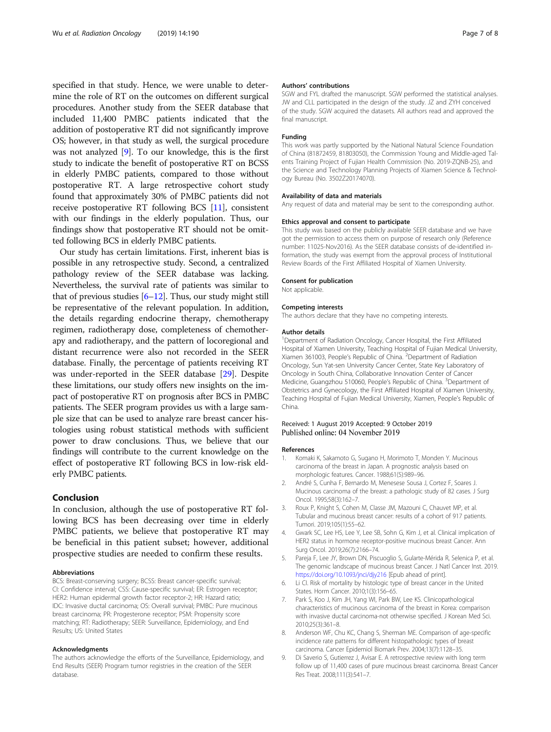specified in that study. Hence, we were unable to determine the role of RT on the outcomes on different surgical procedures. Another study from the SEER database that included 11,400 PMBC patients indicated that the addition of postoperative RT did not significantly improve OS; however, in that study as well, the surgical procedure was not analyzed [9]. To our knowledge, this is the first study to indicate the benefit of postoperative RT on BCSS in elderly PMBC patients, compared to those without postoperative RT. A large retrospective cohort study found that approximately 30% of PMBC patients did not receive postoperative RT following BCS [11], consistent with our findings in the elderly population. Thus, our findings show that postoperative RT should not be omitted following BCS in elderly PMBC patients.

Our study has certain limitations. First, inherent bias is possible in any retrospective study. Second, a centralized pathology review of the SEER database was lacking. Nevertheless, the survival rate of patients was similar to that of previous studies [6–12]. Thus, our study might still be representative of the relevant population. In addition, the details regarding endocrine therapy, chemotherapy regimen, radiotherapy dose, completeness of chemotherapy and radiotherapy, and the pattern of locoregional and distant recurrence were also not recorded in the SEER database. Finally, the percentage of patients receiving RT was under-reported in the SEER database [29]. Despite these limitations, our study offers new insights on the impact of postoperative RT on prognosis after BCS in PMBC patients. The SEER program provides us with a large sample size that can be used to analyze rare breast cancer histologies using robust statistical methods with sufficient power to draw conclusions. Thus, we believe that our findings will contribute to the current knowledge on the effect of postoperative RT following BCS in low-risk elderly PMBC patients.

## Conclusion

In conclusion, although the use of postoperative RT following BCS has been decreasing over time in elderly PMBC patients, we believe that postoperative RT may be beneficial in this patient subset; however, additional prospective studies are needed to confirm these results.

#### Abbreviations

BCS: Breast-conserving surgery; BCSS: Breast cancer-specific survival; CI: Confidence interval; CSS: Cause-specific survival; ER: Estrogen receptor; HER2: Human epidermal growth factor receptor-2; HR: Hazard ratio; IDC: Invasive ductal carcinoma; OS: Overall survival; PMBC: Pure mucinous breast carcinoma; PR: Progesterone receptor; PSM: Propensity score matching; RT: Radiotherapy; SEER: Surveillance, Epidemiology, and End Results; US: United States

#### Acknowledgments

The authors acknowledge the efforts of the Surveillance, Epidemiology, and End Results (SEER) Program tumor registries in the creation of the SEER database.

#### Authors' contributions

SGW and FYL drafted the manuscript. SGW performed the statistical analyses. JW and CLL participated in the design of the study. JZ and ZYH conceived of the study. SGW acquired the datasets. All authors read and approved the final manuscript.

#### Funding

This work was partly supported by the National Natural Science Foundation of China (81872459, 81803050), the Commission Young and Middle-aged Talents Training Project of Fujian Health Commission (No. 2019-ZQNB-25), and the Science and Technology Planning Projects of Xiamen Science & Technology Bureau (No. 3502Z20174070).

#### Availability of data and materials

Any request of data and material may be sent to the corresponding author.

#### Ethics approval and consent to participate

This study was based on the publicly available SEER database and we have got the permission to access them on purpose of research only (Reference number: 11025-Nov2016). As the SEER database consists of de-identified information, the study was exempt from the approval process of Institutional Review Boards of the First Affiliated Hospital of Xiamen University.

#### Consent for publication

Not applicable.

#### Competing interests

The authors declare that they have no competing interests.

#### Author details

[1]Department of Radiation Oncology, Cancer Hospital, the First Affiliated Hospital of Xiamen University, Teaching Hospital of Fujian Medical University, Xiamen 361003, People's Republic of China. [2]Department of Radiation Oncology, Sun Yat-sen University Cancer Center, State Key Laboratory of Oncology in South China, Collaborative Innovation Center of Cancer Medicine, Guangzhou 510060, People's Republic of China. [3]Department of Obstetrics and Gynecology, the First Affiliated Hospital of Xiamen University, Teaching Hospital of Fujian Medical University, Xiamen, People's Republic of China.

Received: 1 August 2019 Accepted: 9 October 2019
Published online: 04 November 2019

#### References

1. Komaki K, Sakamoto G, Sugano H, Morimoto T, Monden Y. Mucinous carcinoma of the breast in Japan. A prognostic analysis based on morphologic features. Cancer. 1988;61(5):989–96.
2. André S, Cunha F, Bernardo M, Menesese Sousa J, Cortez F, Soares J. Mucinous carcinoma of the breast: a pathologic study of 82 cases. J Surg Oncol. 1995;58(3):162–7.
3. Roux P, Knight S, Cohen M, Classe JM, Mazouni C, Chauvet MP, et al. Tubular and mucinous breast cancer: results of a cohort of 917 patients. Tumori. 2019;105(1):55–62.
4. Gwark SC, Lee HS, Lee Y, Lee SB, Sohn G, Kim J, et al. Clinical implication of HER2 status in hormone receptor-positive mucinous breast Cancer. Ann Surg Oncol. 2019;26(7):2166–74.
5. Pareja F, Lee JY, Brown DN, Piscuoglio S, Gularte-Mérida R, Selenica P, et al. The genomic landscape of mucinous breast Cancer. J Natl Cancer Inst. 2019. https://doi.org/10.1093/jnci/djy216 [Epub ahead of print].
6. Li CI. Risk of mortality by histologic type of breast cancer in the United States. Horm Cancer. 2010;1(3):156–65.
7. Park S, Koo J, Kim JH, Yang WI, Park BW, Lee KS. Clinicopathological characteristics of mucinous carcinoma of the breast in Korea: comparison with invasive ductal carcinoma-not otherwise specified. J Korean Med Sci. 2010;25(3):361–8.
8. Anderson WF, Chu KC, Chang S, Sherman ME. Comparison of age-specific incidence rate patterns for different histopathologic types of breast carcinoma. Cancer Epidemiol Biomark Prev. 2004;13(7):1128–35.
9. Di Saverio S, Gutierrez J, Avisar E. A retrospective review with long term follow up of 11,400 cases of pure mucinous breast carcinoma. Breast Cancer Res Treat. 2008;111(3):541–7.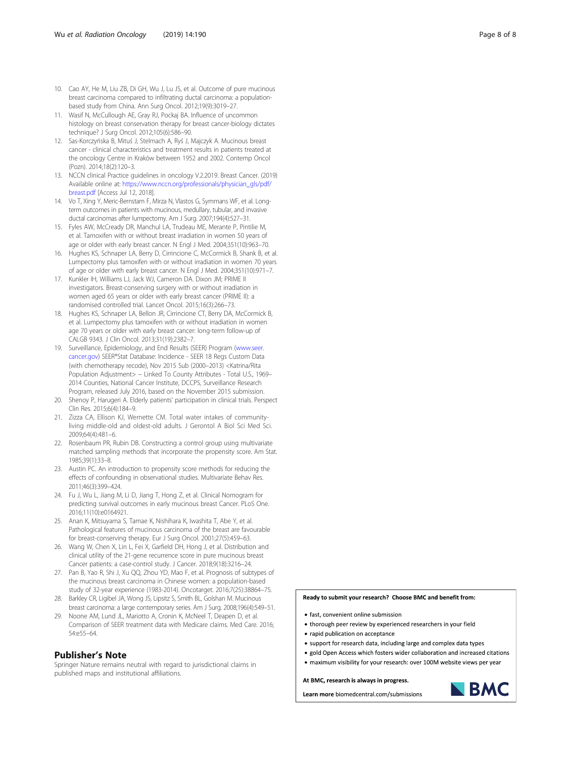10. Cao AY, He M, Liu ZB, Di GH, Wu J, Lu JS, et al. Outcome of pure mucinous breast carcinoma compared to infiltrating ductal carcinoma: a population-based study from China. Ann Surg Oncol. 2012;19(9):3019–27.
11. Wasif N, McCullough AE, Gray RJ, Pockaj BA. Influence of uncommon histology on breast conservation therapy for breast cancer-biology dictates technique? J Surg Oncol. 2012;105(6):586–90.
12. Sas-Korczyńska B, Mituś J, Stelmach A, Ryś J, Majczyk A. Mucinous breast cancer - clinical characteristics and treatment results in patients treated at the oncology Centre in Kraków between 1952 and 2002. Contemp Oncol (Pozn). 2014;18(2):120–3.
13. NCCN clinical Practice guidelines in oncology V.2.2019. Breast Cancer. (2019) Available online at: https://www.nccn.org/professionals/physician_gls/pdf/breast.pdf [Access Jul 12, 2018].
14. Vo T, Xing Y, Meric-Bernstam F, Mirza N, Vlastos G, Symmans WF, et al. Long-term outcomes in patients with mucinous, medullary, tubular, and invasive ductal carcinomas after lumpectomy. Am J Surg. 2007;194(4):527–31.
15. Fyles AW, McCready DR, Manchul LA, Trudeau ME, Merante P, Pintilie M, et al. Tamoxifen with or without breast irradiation in women 50 years of age or older with early breast cancer. N Engl J Med. 2004;351(10):963–70.
16. Hughes KS, Schnaper LA, Berry D, Cirrincione C, McCormick B, Shank B, et al. Lumpectomy plus tamoxifen with or without irradiation in women 70 years of age or older with early breast cancer. N Engl J Med. 2004;351(10):971–7.
17. Kunkler IH, Williams LJ, Jack WJ, Cameron DA. Dixon JM; PRIME II investigators. Breast-conserving surgery with or without irradiation in women aged 65 years or older with early breast cancer (PRIME II): a randomised controlled trial. Lancet Oncol. 2015;16(3):266–73.
18. Hughes KS, Schnaper LA, Bellon JR, Cirrincione CT, Berry DA, McCormick B, et al. Lumpectomy plus tamoxifen with or without irradiation in women age 70 years or older with early breast cancer: long-term follow-up of CALGB 9343. J Clin Oncol. 2013;31(19):2382–7.
19. Surveillance, Epidemiology, and End Results (SEER) Program (www.seer.cancer.gov) SEER*Stat Database: Incidence - SEER 18 Regs Custom Data (with chemotherapy recode), Nov 2015 Sub (2000–2013) <Katrina/Rita Population Adjustment> – Linked To County Attributes - Total U.S., 1969–2014 Counties, National Cancer Institute, DCCPS, Surveillance Research Program, released July 2016, based on the November 2015 submission.
20. Shenoy P, Harugeri A. Elderly patients' participation in clinical trials. Perspect Clin Res. 2015;6(4):184–9.
21. Zizza CA, Ellison KJ, Wernette CM. Total water intakes of community-living middle-old and oldest-old adults. J Gerontol A Biol Sci Med Sci. 2009;64(4):481–6.
22. Rosenbaum PR, Rubin DB. Constructing a control group using multivariate matched sampling methods that incorporate the propensity score. Am Stat. 1985;39(1):33–8.
23. Austin PC. An introduction to propensity score methods for reducing the effects of confounding in observational studies. Multivariate Behav Res. 2011;46(3):399–424.
24. Fu J, Wu L, Jiang M, Li D, Jiang T, Hong Z, et al. Clinical Nomogram for predicting survival outcomes in early mucinous breast Cancer. PLoS One. 2016;11(10):e0164921.
25. Anan K, Mitsuyama S, Tamae K, Nishihara K, Iwashita T, Abe Y, et al. Pathological features of mucinous carcinoma of the breast are favourable for breast-conserving therapy. Eur J Surg Oncol. 2001;27(5):459–63.
26. Wang W, Chen X, Lin L, Fei X, Garfield DH, Hong J, et al. Distribution and clinical utility of the 21-gene recurrence score in pure mucinous breast Cancer patients: a case-control study. J Cancer. 2018;9(18):3216–24.
27. Pan B, Yao R, Shi J, Xu QQ, Zhou YD, Mao F, et al. Prognosis of subtypes of the mucinous breast carcinoma in Chinese women: a population-based study of 32-year experience (1983-2014). Oncotarget. 2016;7(25):38864–75.
28. Barkley CR, Ligibel JA, Wong JS, Lipsitz S, Smith BL, Golshan M. Mucinous breast carcinoma: a large contemporary series. Am J Surg. 2008;196(4):549–51.
29. Noone AM, Lund JL, Mariotto A, Cronin K, McNeel T, Deapen D, et al. Comparison of SEER treatment data with Medicare claims. Med Care. 2016;54:e55–64.

## Publisher's Note

Springer Nature remains neutral with regard to jurisdictional claims in published maps and institutional affiliations.

**Ready to submit your research? Choose BMC and benefit from:**

- fast, convenient online submission
- thorough peer review by experienced researchers in your field
- rapid publication on acceptance
- support for research data, including large and complex data types
- gold Open Access which fosters wider collaboration and increased citations
- maximum visibility for your research: over 100M website views per year

**At BMC, research is always in progress.**

**Learn more** biomedcentral.com/submissions

BMC